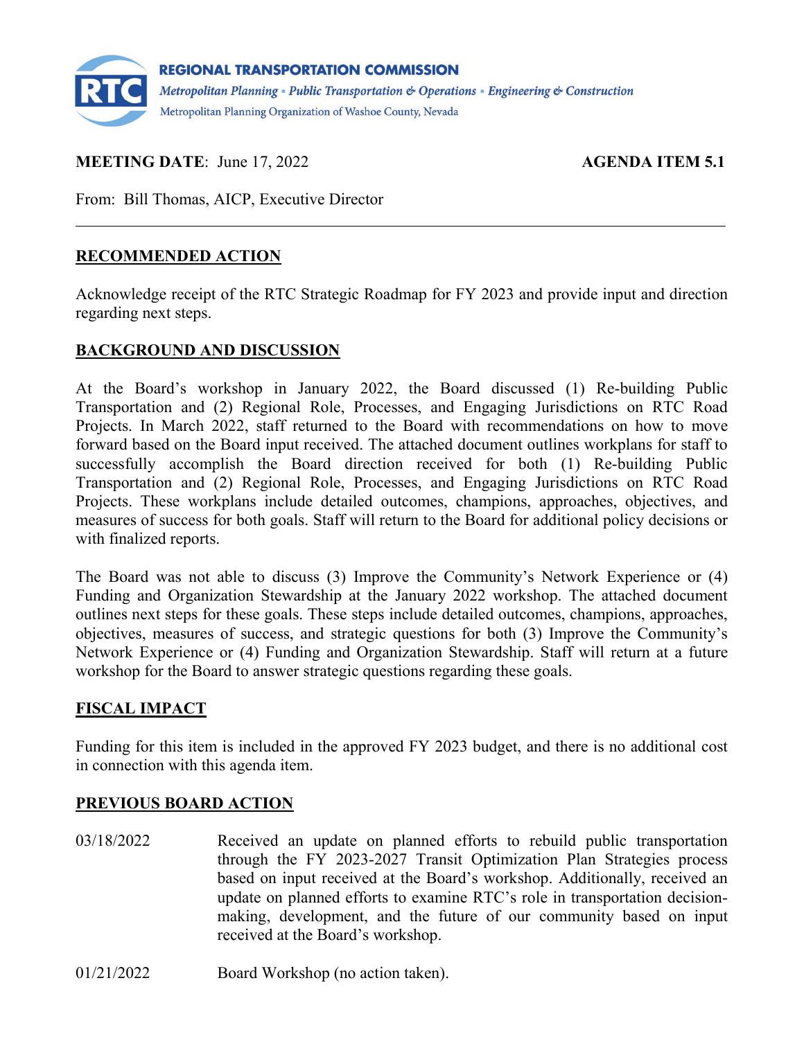**REGIONAL TRANSPORTATION COMMISSION**

*Metropolitan Planning • Public Transportation & Operations • Engineering & Construction*

Metropolitan Planning Organization of Washoe County, Nevada

**MEETING DATE**: June 17, 2022 **AGENDA ITEM 5.1**

From: Bill Thomas, AICP, Executive Director

---

## RECOMMENDED ACTION

Acknowledge receipt of the RTC Strategic Roadmap for FY 2023 and provide input and direction regarding next steps.

## BACKGROUND AND DISCUSSION

At the Board's workshop in January 2022, the Board discussed (1) Re-building Public Transportation and (2) Regional Role, Processes, and Engaging Jurisdictions on RTC Road Projects. In March 2022, staff returned to the Board with recommendations on how to move forward based on the Board input received. The attached document outlines workplans for staff to successfully accomplish the Board direction received for both (1) Re-building Public Transportation and (2) Regional Role, Processes, and Engaging Jurisdictions on RTC Road Projects. These workplans include detailed outcomes, champions, approaches, objectives, and measures of success for both goals. Staff will return to the Board for additional policy decisions or with finalized reports.

The Board was not able to discuss (3) Improve the Community's Network Experience or (4) Funding and Organization Stewardship at the January 2022 workshop. The attached document outlines next steps for these goals. These steps include detailed outcomes, champions, approaches, objectives, measures of success, and strategic questions for both (3) Improve the Community's Network Experience or (4) Funding and Organization Stewardship. Staff will return at a future workshop for the Board to answer strategic questions regarding these goals.

## FISCAL IMPACT

Funding for this item is included in the approved FY 2023 budget, and there is no additional cost in connection with this agenda item.

## PREVIOUS BOARD ACTION

03/18/2022 Received an update on planned efforts to rebuild public transportation through the FY 2023-2027 Transit Optimization Plan Strategies process based on input received at the Board's workshop. Additionally, received an update on planned efforts to examine RTC's role in transportation decision-making, development, and the future of our community based on input received at the Board's workshop.

01/21/2022 Board Workshop (no action taken).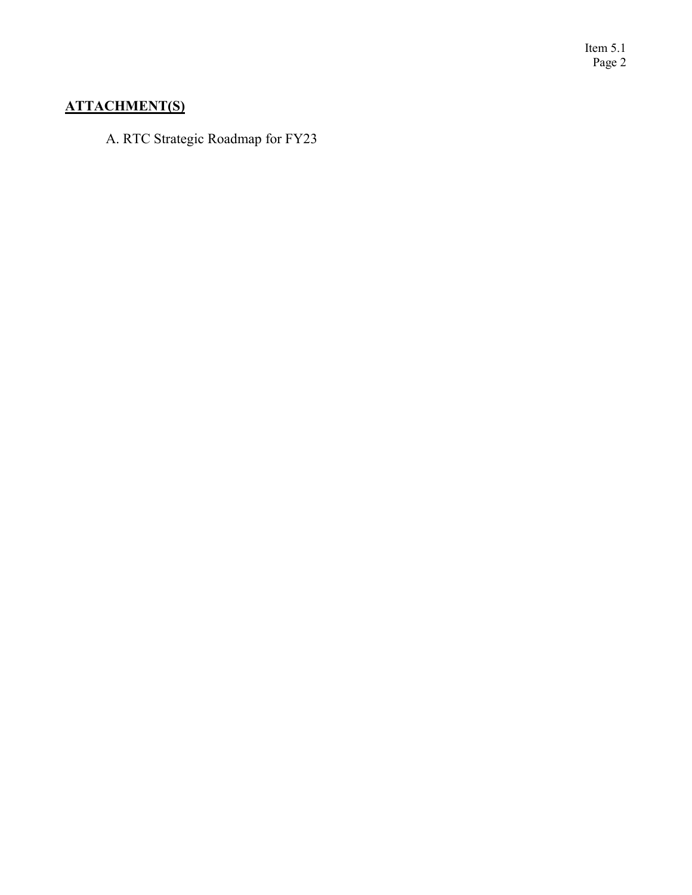## ATTACHMENT(S)

A. RTC Strategic Roadmap for FY23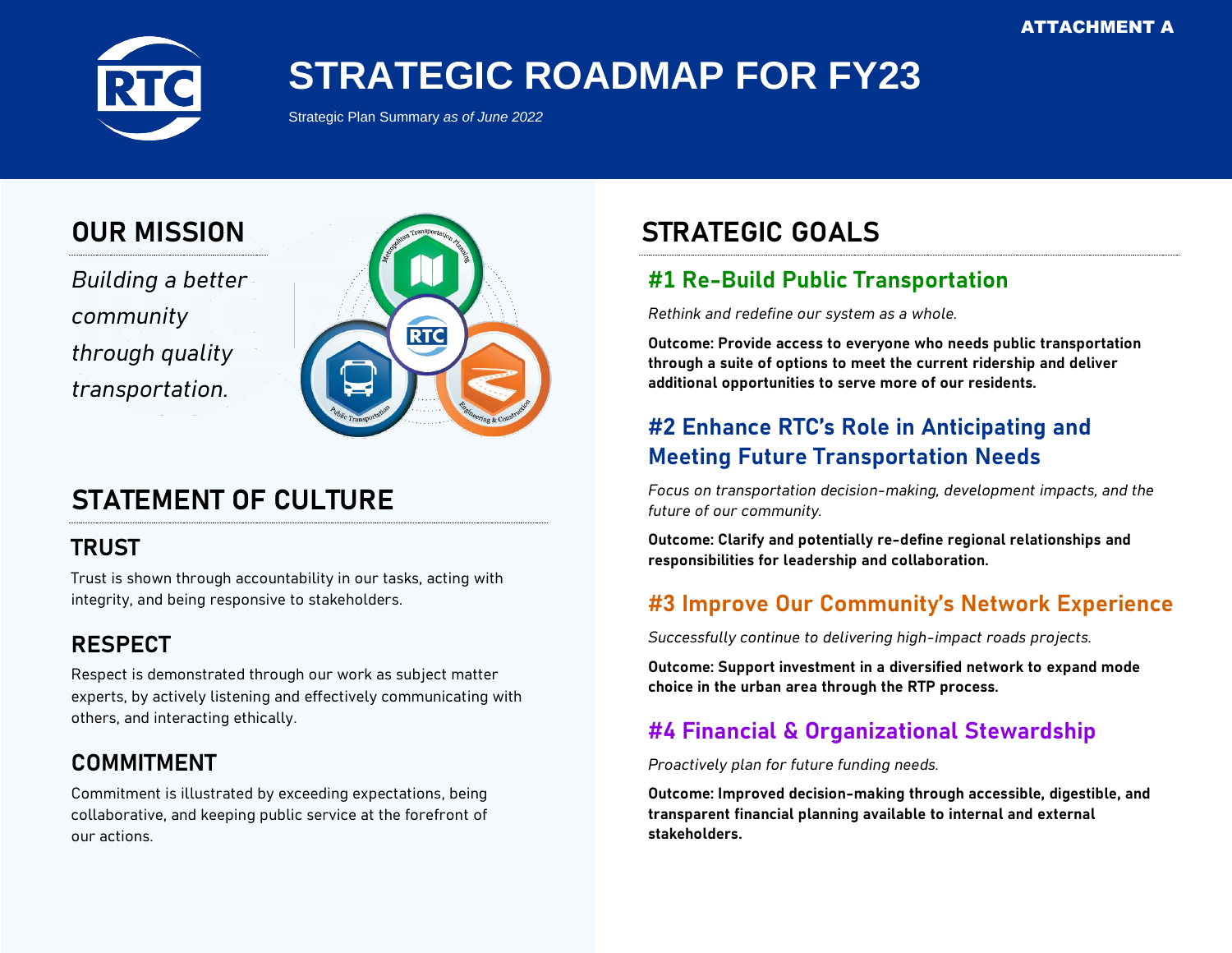ATTACHMENT A

# STRATEGIC ROADMAP FOR FY23

Strategic Plan Summary *as of June 2022*

## OUR MISSION

*Building a better community through quality transportation.*

## STATEMENT OF CULTURE

### TRUST

Trust is shown through accountability in our tasks, acting with integrity, and being responsive to stakeholders.

### RESPECT

Respect is demonstrated through our work as subject matter experts, by actively listening and effectively communicating with others, and interacting ethically.

### COMMITMENT

Commitment is illustrated by exceeding expectations, being collaborative, and keeping public service at the forefront of our actions.

## STRATEGIC GOALS

### #1 Re-Build Public Transportation

*Rethink and redefine our system as a whole.*

**Outcome: Provide access to everyone who needs public transportation through a suite of options to meet the current ridership and deliver additional opportunities to serve more of our residents.**

### #2 Enhance RTC's Role in Anticipating and Meeting Future Transportation Needs

*Focus on transportation decision-making, development impacts, and the future of our community.*

**Outcome: Clarify and potentially re-define regional relationships and responsibilities for leadership and collaboration.**

### #3 Improve Our Community's Network Experience

*Successfully continue to delivering high-impact roads projects.*

**Outcome: Support investment in a diversified network to expand mode choice in the urban area through the RTP process.**

### #4 Financial & Organizational Stewardship

*Proactively plan for future funding needs.*

**Outcome: Improved decision-making through accessible, digestible, and transparent financial planning available to internal and external stakeholders.**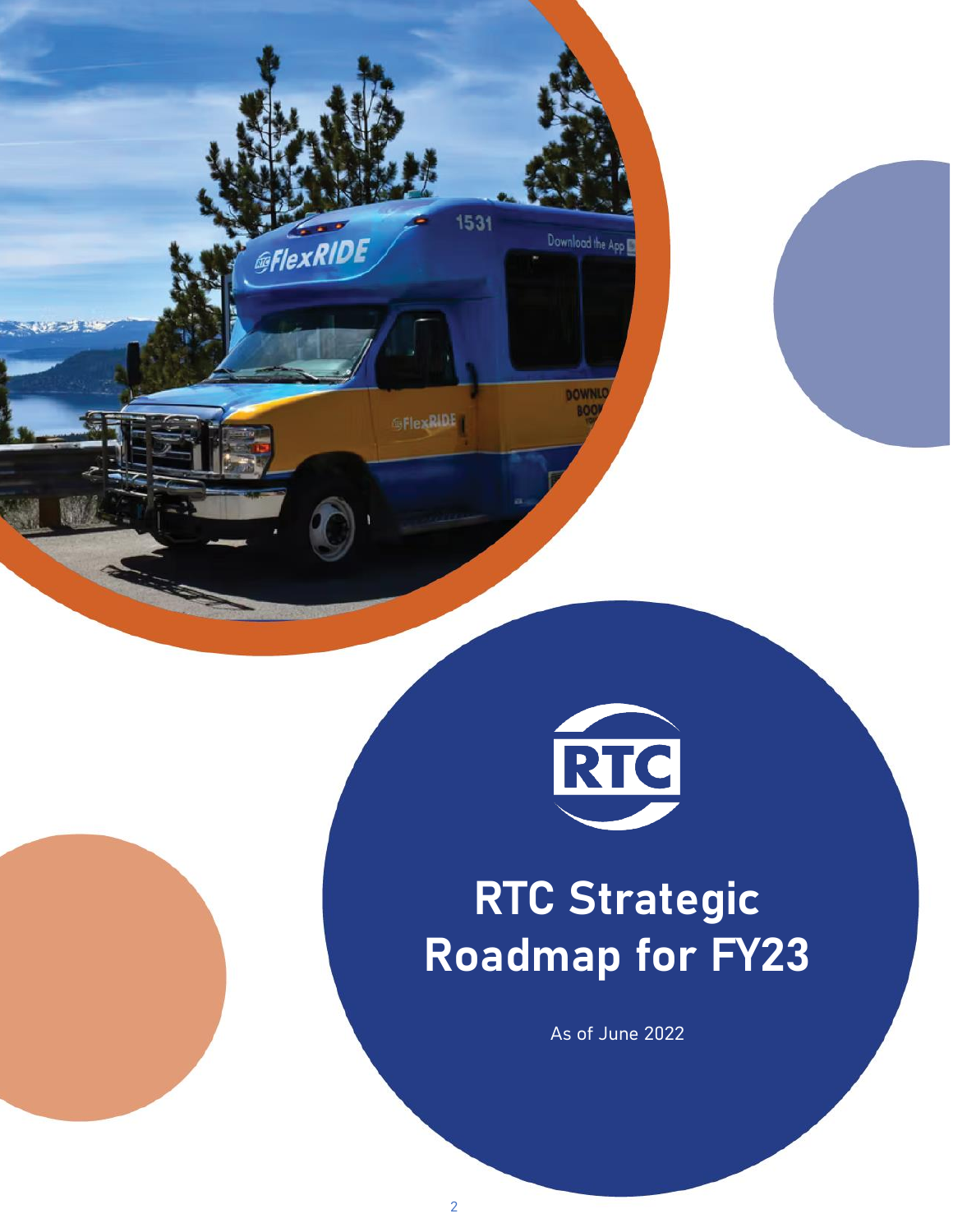# RTC Strategic Roadmap for FY23

As of June 2022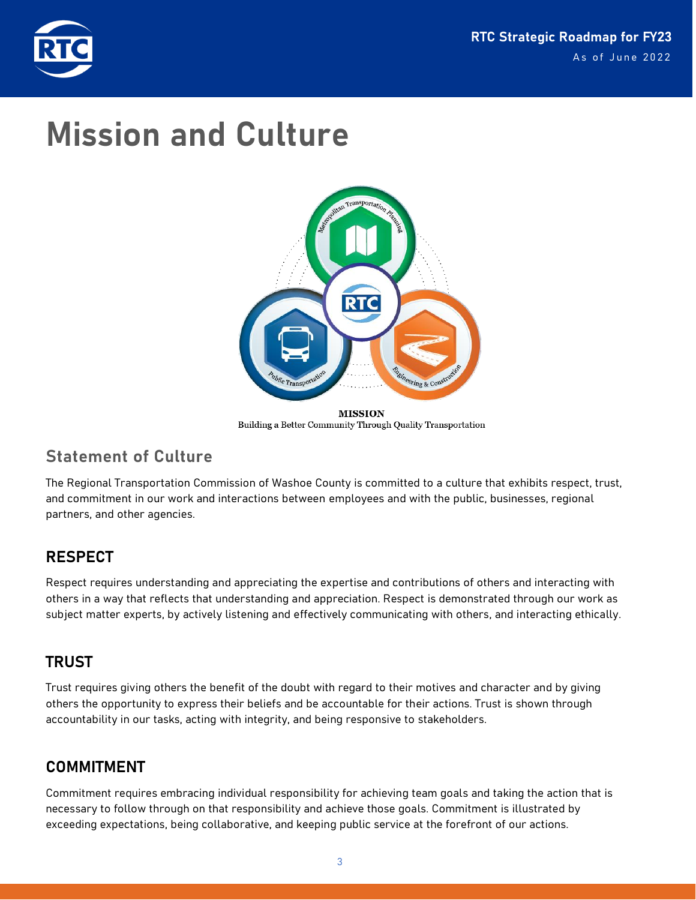# Mission and Culture

**MISSION**
Building a Better Community Through Quality Transportation

## Statement of Culture

The Regional Transportation Commission of Washoe County is committed to a culture that exhibits respect, trust, and commitment in our work and interactions between employees and with the public, businesses, regional partners, and other agencies.

## RESPECT

Respect requires understanding and appreciating the expertise and contributions of others and interacting with others in a way that reflects that understanding and appreciation. Respect is demonstrated through our work as subject matter experts, by actively listening and effectively communicating with others, and interacting ethically.

## TRUST

Trust requires giving others the benefit of the doubt with regard to their motives and character and by giving others the opportunity to express their beliefs and be accountable for their actions. Trust is shown through accountability in our tasks, acting with integrity, and being responsive to stakeholders.

## COMMITMENT

Commitment requires embracing individual responsibility for achieving team goals and taking the action that is necessary to follow through on that responsibility and achieve those goals. Commitment is illustrated by exceeding expectations, being collaborative, and keeping public service at the forefront of our actions.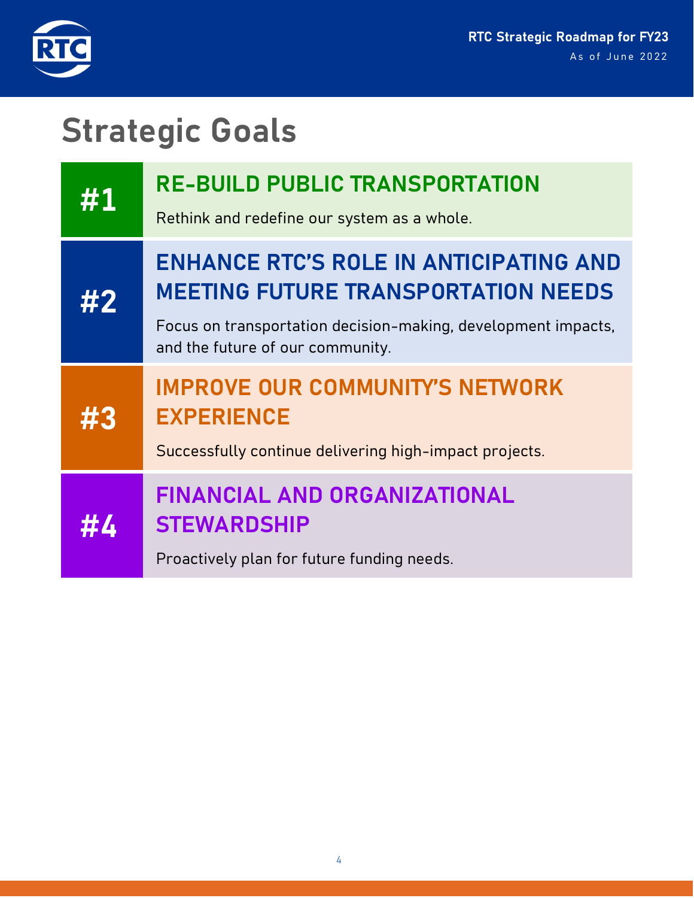# Strategic Goals

## #1 RE-BUILD PUBLIC TRANSPORTATION

Rethink and redefine our system as a whole.

## #2 ENHANCE RTC'S ROLE IN ANTICIPATING AND MEETING FUTURE TRANSPORTATION NEEDS

Focus on transportation decision-making, development impacts, and the future of our community.

## #3 IMPROVE OUR COMMUNITY'S NETWORK EXPERIENCE

Successfully continue delivering high-impact projects.

## #4 FINANCIAL AND ORGANIZATIONAL STEWARDSHIP

Proactively plan for future funding needs.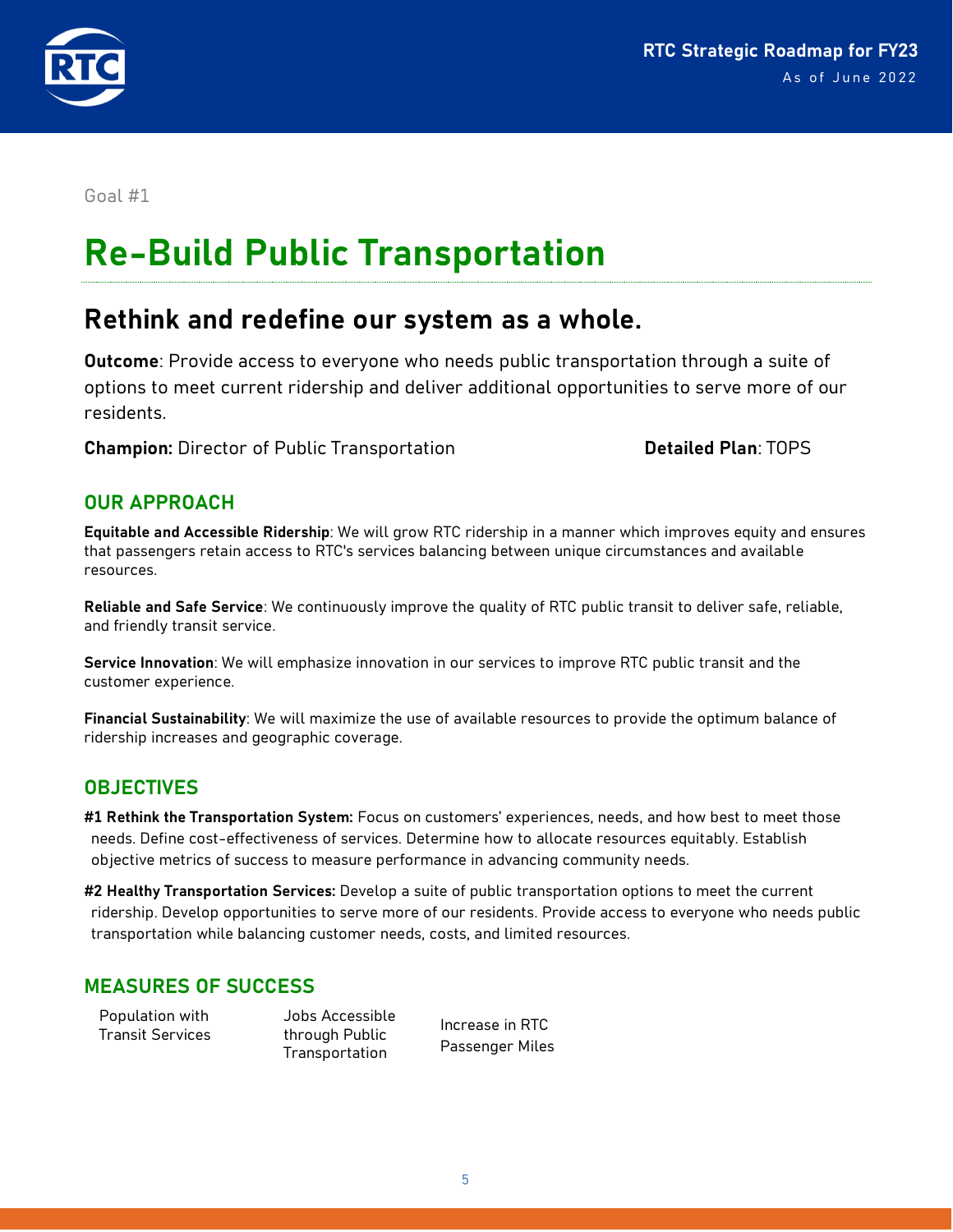Goal #1

# Re-Build Public Transportation

## Rethink and redefine our system as a whole.

**Outcome**: Provide access to everyone who needs public transportation through a suite of options to meet current ridership and deliver additional opportunities to serve more of our residents.

**Champion:** Director of Public Transportation

**Detailed Plan**: TOPS

### OUR APPROACH

**Equitable and Accessible Ridership**: We will grow RTC ridership in a manner which improves equity and ensures that passengers retain access to RTC's services balancing between unique circumstances and available resources.

**Reliable and Safe Service**: We continuously improve the quality of RTC public transit to deliver safe, reliable, and friendly transit service.

**Service Innovation**: We will emphasize innovation in our services to improve RTC public transit and the customer experience.

**Financial Sustainability**: We will maximize the use of available resources to provide the optimum balance of ridership increases and geographic coverage.

### OBJECTIVES

**#1 Rethink the Transportation System:** Focus on customers' experiences, needs, and how best to meet those needs. Define cost-effectiveness of services. Determine how to allocate resources equitably. Establish objective metrics of success to measure performance in advancing community needs.

**#2 Healthy Transportation Services:** Develop a suite of public transportation options to meet the current ridership. Develop opportunities to serve more of our residents. Provide access to everyone who needs public transportation while balancing customer needs, costs, and limited resources.

### MEASURES OF SUCCESS

- Population with Transit Services
- Jobs Accessible through Public Transportation
- Increase in RTC Passenger Miles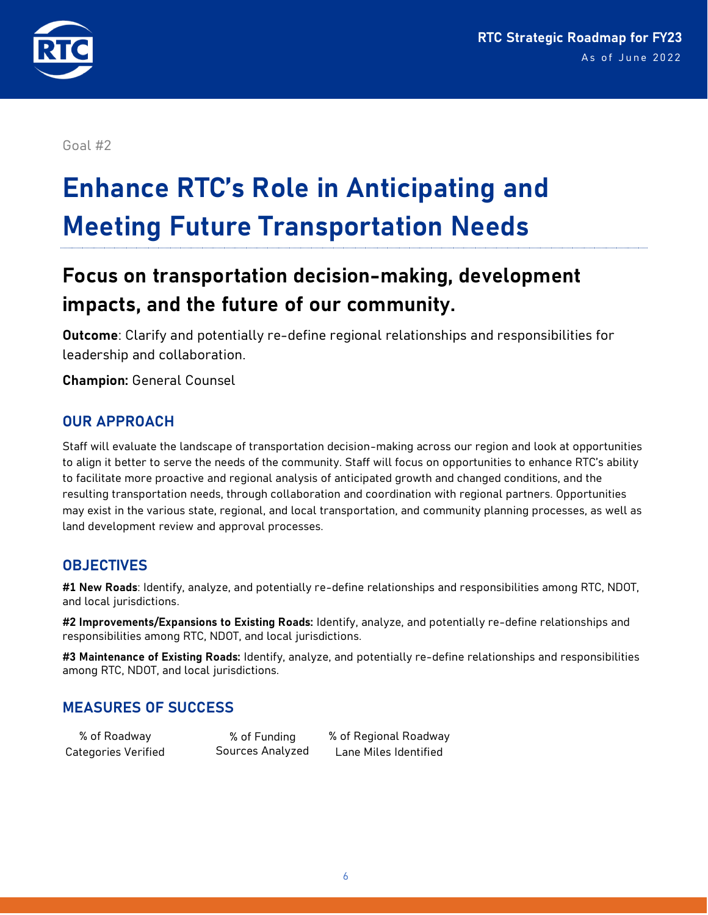Goal #2

# Enhance RTC's Role in Anticipating and Meeting Future Transportation Needs

## Focus on transportation decision-making, development impacts, and the future of our community.

**Outcome**: Clarify and potentially re-define regional relationships and responsibilities for leadership and collaboration.

**Champion:** General Counsel

### OUR APPROACH

Staff will evaluate the landscape of transportation decision-making across our region and look at opportunities to align it better to serve the needs of the community. Staff will focus on opportunities to enhance RTC's ability to facilitate more proactive and regional analysis of anticipated growth and changed conditions, and the resulting transportation needs, through collaboration and coordination with regional partners. Opportunities may exist in the various state, regional, and local transportation, and community planning processes, as well as land development review and approval processes.

### OBJECTIVES

**#1 New Roads**: Identify, analyze, and potentially re-define relationships and responsibilities among RTC, NDOT, and local jurisdictions.

**#2 Improvements/Expansions to Existing Roads:** Identify, analyze, and potentially re-define relationships and responsibilities among RTC, NDOT, and local jurisdictions.

**#3 Maintenance of Existing Roads:** Identify, analyze, and potentially re-define relationships and responsibilities among RTC, NDOT, and local jurisdictions.

### MEASURES OF SUCCESS

- % of Roadway Categories Verified
- % of Funding Sources Analyzed
- % of Regional Roadway Lane Miles Identified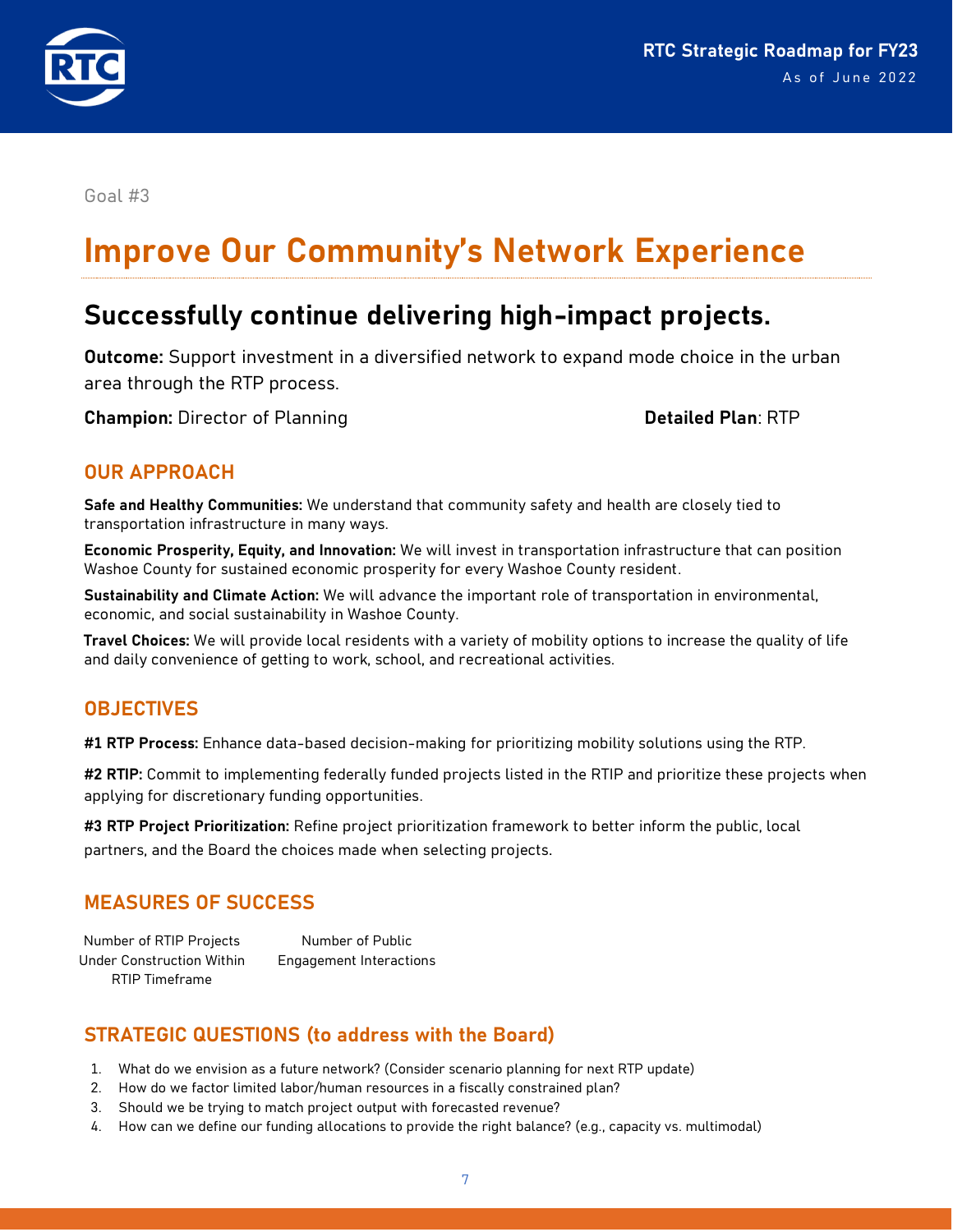Goal #3

# Improve Our Community's Network Experience

## Successfully continue delivering high-impact projects.

**Outcome:** Support investment in a diversified network to expand mode choice in the urban area through the RTP process.

**Champion:** Director of Planning

**Detailed Plan**: RTP

### OUR APPROACH

**Safe and Healthy Communities:** We understand that community safety and health are closely tied to transportation infrastructure in many ways.

**Economic Prosperity, Equity, and Innovation:** We will invest in transportation infrastructure that can position Washoe County for sustained economic prosperity for every Washoe County resident.

**Sustainability and Climate Action:** We will advance the important role of transportation in environmental, economic, and social sustainability in Washoe County.

**Travel Choices:** We will provide local residents with a variety of mobility options to increase the quality of life and daily convenience of getting to work, school, and recreational activities.

### OBJECTIVES

**#1 RTP Process:** Enhance data-based decision-making for prioritizing mobility solutions using the RTP.

**#2 RTIP:** Commit to implementing federally funded projects listed in the RTIP and prioritize these projects when applying for discretionary funding opportunities.

**#3 RTP Project Prioritization:** Refine project prioritization framework to better inform the public, local partners, and the Board the choices made when selecting projects.

### MEASURES OF SUCCESS

- Number of RTIP Projects Under Construction Within RTIP Timeframe
- Number of Public Engagement Interactions

### STRATEGIC QUESTIONS (to address with the Board)

1. What do we envision as a future network? (Consider scenario planning for next RTP update)
2. How do we factor limited labor/human resources in a fiscally constrained plan?
3. Should we be trying to match project output with forecasted revenue?
4. How can we define our funding allocations to provide the right balance? (e.g., capacity vs. multimodal)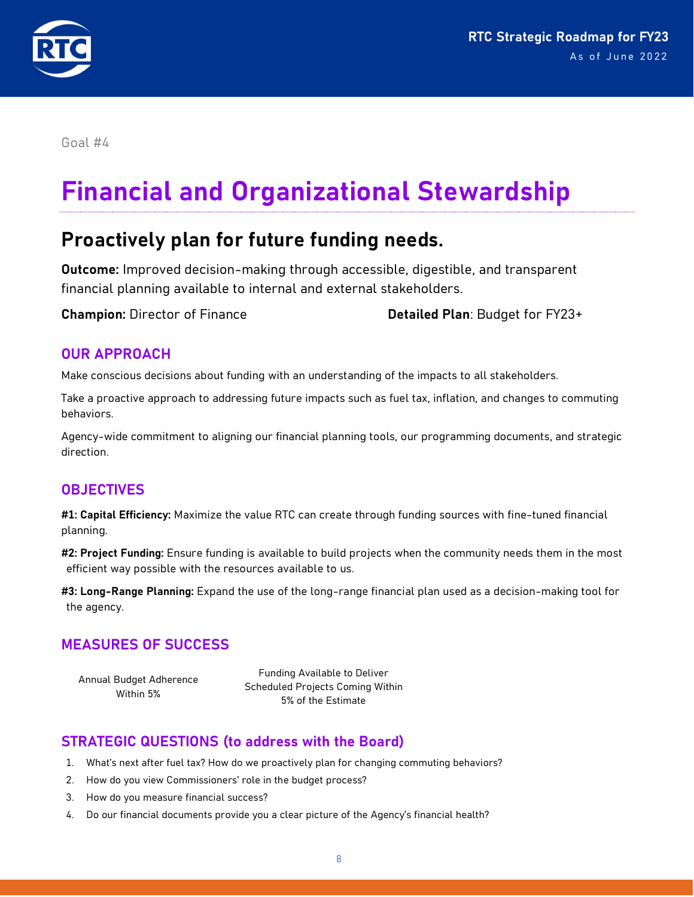Goal #4

# Financial and Organizational Stewardship

## Proactively plan for future funding needs.

**Outcome:** Improved decision-making through accessible, digestible, and transparent financial planning available to internal and external stakeholders.

**Champion:** Director of Finance

**Detailed Plan**: Budget for FY23+

### OUR APPROACH

Make conscious decisions about funding with an understanding of the impacts to all stakeholders.

Take a proactive approach to addressing future impacts such as fuel tax, inflation, and changes to commuting behaviors.

Agency-wide commitment to aligning our financial planning tools, our programming documents, and strategic direction.

### OBJECTIVES

**#1: Capital Efficiency:** Maximize the value RTC can create through funding sources with fine-tuned financial planning.

**#2: Project Funding:** Ensure funding is available to build projects when the community needs them in the most efficient way possible with the resources available to us.

**#3: Long-Range Planning:** Expand the use of the long-range financial plan used as a decision-making tool for the agency.

### MEASURES OF SUCCESS

Annual Budget Adherence Within 5%

Funding Available to Deliver Scheduled Projects Coming Within 5% of the Estimate

### STRATEGIC QUESTIONS (to address with the Board)

1. What's next after fuel tax? How do we proactively plan for changing commuting behaviors?
2. How do you view Commissioners' role in the budget process?
3. How do you measure financial success?
4. Do our financial documents provide you a clear picture of the Agency's financial health?